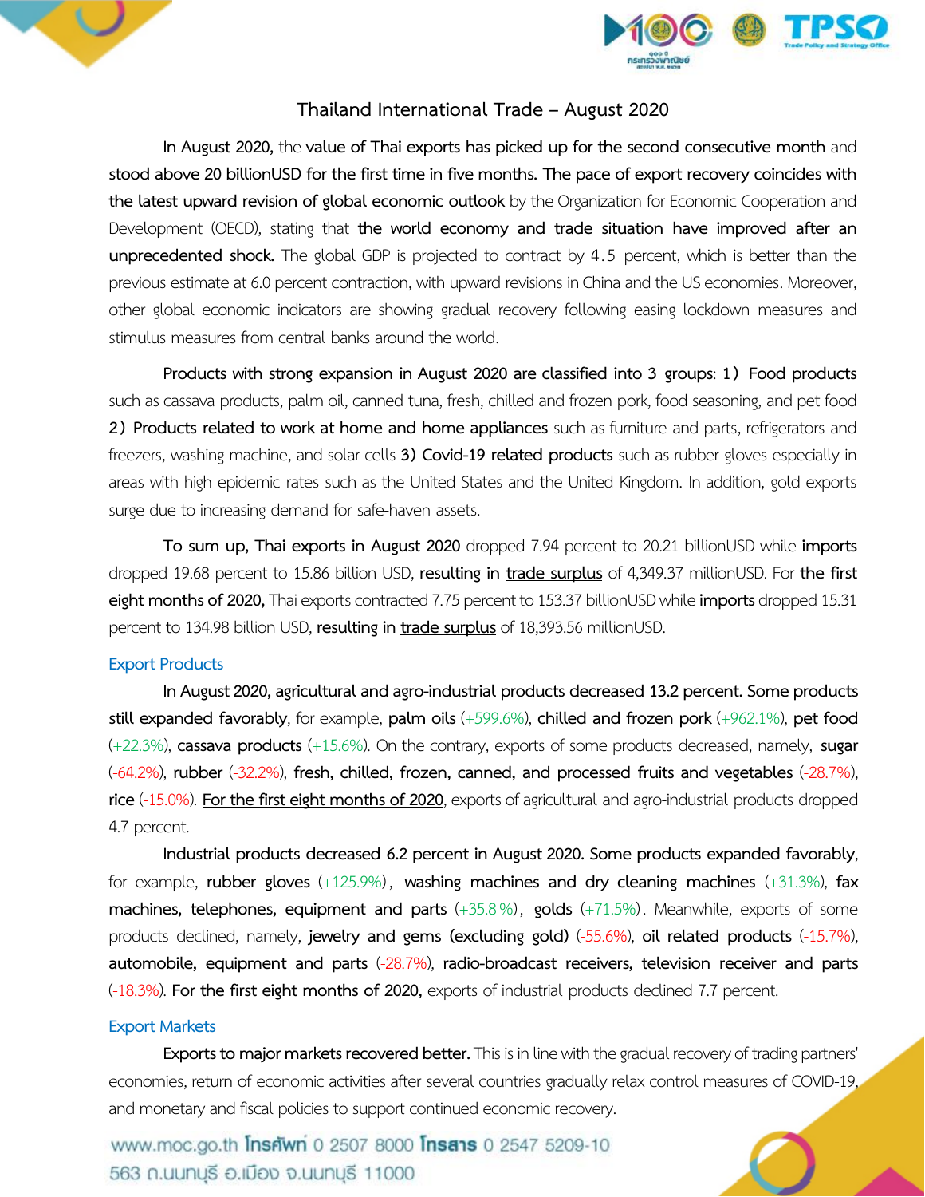# Thailand International Trade – August 2020

In August 2020, the **value of Thai exports has picked up for the second consecutive month** and **stood above 20 billionUSD for the first time in five months. The pace of export recovery coincides with the latest upward revision of global economic outlook** by the Organization for Economic Cooperation and Development (OECD), stating that **the world economy and trade situation have improved after an unprecedented shock.** The global GDP is projected to contract by 4.5 percent, which is better than the previous estimate at 6.0 percent contraction, with upward revisions in China and the US economies. Moreover, other global economic indicators are showing gradual recovery following easing lockdown measures and stimulus measures from central banks around the world.

**Products with strong expansion in August 2020 are classified into 3 groups: 1) Food products** such as cassava products, palm oil, canned tuna, fresh, chilled and frozen pork, food seasoning, and pet food **2) Products related to work at home and home appliances** such as furniture and parts, refrigerators and freezers, washing machine, and solar cells **3) Covid-19 related products** such as rubber gloves especially in areas with high epidemic rates such as the United States and the United Kingdom. In addition, gold exports surge due to increasing demand for safe-haven assets.

**To sum up, Thai exports in August 2020** dropped 7.94 percent to 20.21 billionUSD while **imports** dropped 19.68 percent to 15.86 billion USD, **resulting in** <u>trade surplus</u> of 4,349.37 millionUSD. For **the first eight months of 2020,** Thai exports contracted 7.75 percent to 153.37 billionUSD while **imports** dropped 15.31 percent to 134.98 billion USD, **resulting in** <u>trade surplus</u> of 18,393.56 millionUSD.

## Export Products

**In August 2020, agricultural and agro-industrial products decreased 13.2 percent. Some products still expanded favorably**, for example, **palm oils** (+599.6%), **chilled and frozen pork** (+962.1%), **pet food** (+22.3%), **cassava products** (+15.6%). On the contrary, exports of some products decreased, namely, **sugar** (-64.2%), **rubber** (-32.2%), **fresh, chilled, frozen, canned, and processed fruits and vegetables** (-28.7%), **rice** (-15.0%). <u>For the first eight months of 2020</u>, exports of agricultural and agro-industrial products dropped 4.7 percent.

**Industrial products decreased 6.2 percent in August 2020. Some products expanded favorably**, for example, **rubber gloves** (+125.9%), **washing machines and dry cleaning machines** (+31.3%), **fax machines, telephones, equipment and parts** (+35.8 %), **golds** (+71.5%). Meanwhile, exports of some products declined, namely, **jewelry and gems (excluding gold)** (-55.6%), **oil related products** (-15.7%), **automobile, equipment and parts** (-28.7%), **radio-broadcast receivers, television receiver and parts** (-18.3%). <u>For the first eight months of 2020,</u> exports of industrial products declined 7.7 percent.

## Export Markets

**Exports to major markets recovered better.** This is in line with the gradual recovery of trading partners' economies, return of economic activities after several countries gradually relax control measures of COVID-19, and monetary and fiscal policies to support continued economic recovery.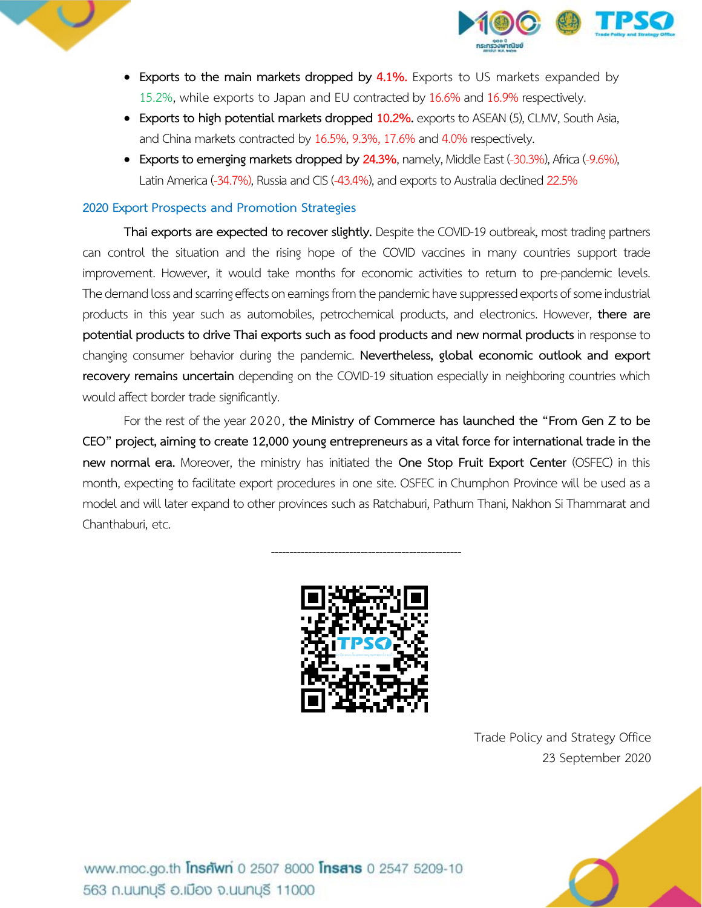- **Exports to the main markets dropped by 4.1%.** Exports to US markets expanded by 15.2%, while exports to Japan and EU contracted by 16.6% and 16.9% respectively.
- **Exports to high potential markets dropped 10.2%.** exports to ASEAN (5), CLMV, South Asia, and China markets contracted by 16.5%, 9.3%, 17.6% and 4.0% respectively.
- **Exports to emerging markets dropped by 24.3%**, namely, Middle East (-30.3%), Africa (-9.6%), Latin America (-34.7%), Russia and CIS (-43.4%), and exports to Australia declined 22.5%

## 2020 Export Prospects and Promotion Strategies

**Thai exports are expected to recover slightly.** Despite the COVID-19 outbreak, most trading partners can control the situation and the rising hope of the COVID vaccines in many countries support trade improvement. However, it would take months for economic activities to return to pre-pandemic levels. The demand loss and scarring effects on earnings from the pandemic have suppressed exports of some industrial products in this year such as automobiles, petrochemical products, and electronics. However, **there are potential products to drive Thai exports such as food products and new normal products** in response to changing consumer behavior during the pandemic. **Nevertheless, global economic outlook and export recovery remains uncertain** depending on the COVID-19 situation especially in neighboring countries which would affect border trade significantly.

For the rest of the year 2020, **the Ministry of Commerce has launched the "From Gen Z to be CEO" project, aiming to create 12,000 young entrepreneurs as a vital force for international trade in the new normal era.** Moreover, the ministry has initiated the **One Stop Fruit Export Center** (OSFEC) in this month, expecting to facilitate export procedures in one site. OSFEC in Chumphon Province will be used as a model and will later expand to other provinces such as Ratchaburi, Pathum Thani, Nakhon Si Thammarat and Chanthaburi, etc.

---

Trade Policy and Strategy Office
23 September 2020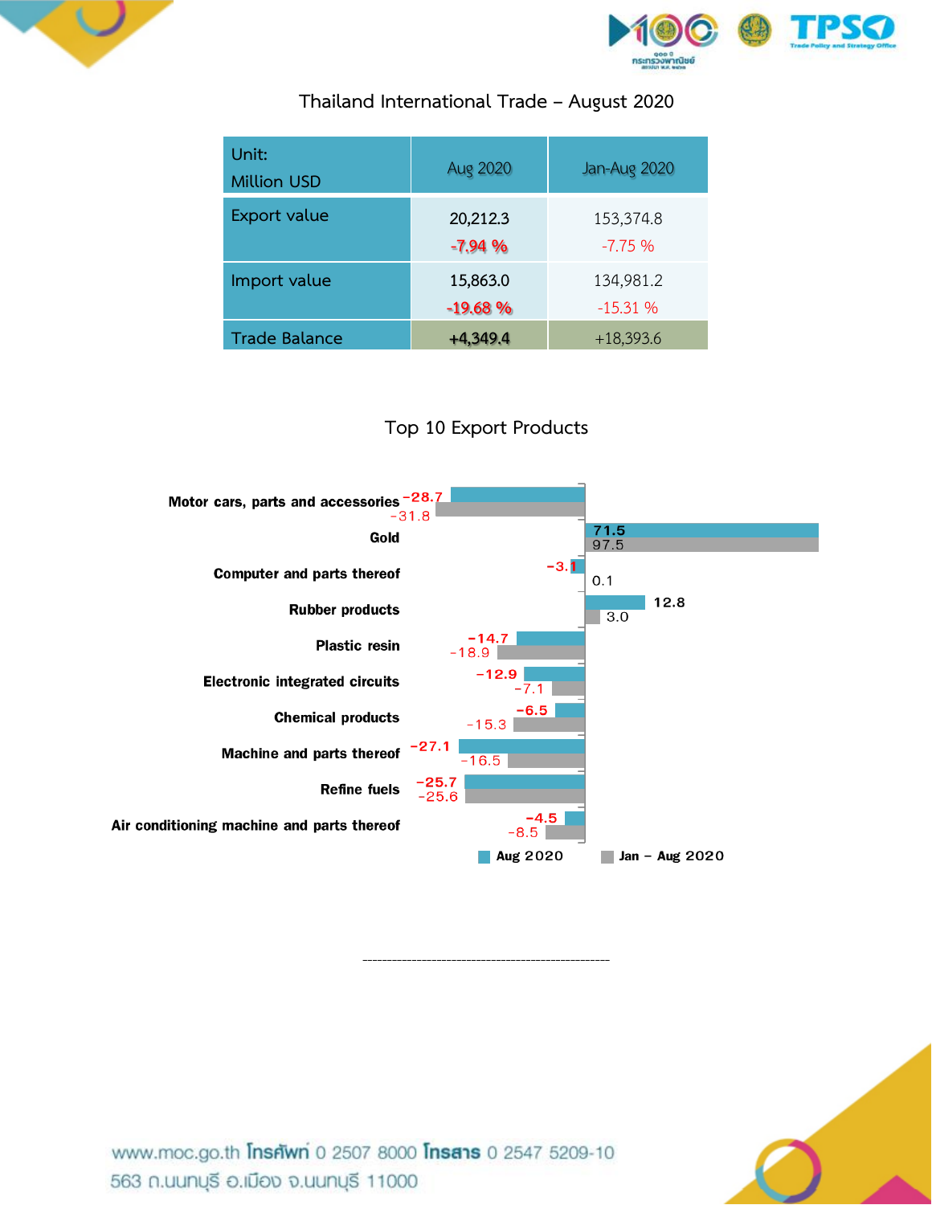Thailand International Trade – August 2020

| Unit: Million USD | Aug 2020 | Jan-Aug 2020 |
| --- | --- | --- |
| Export value | 20,212.3<br>-7.94 % | 153,374.8<br>-7.75 % |
| Import value | 15,863.0<br>-19.68 % | 134,981.2<br>-15.31 % |
| Trade Balance | +4,349.4 | +18,393.6 |

Top 10 Export Products

Motor cars, parts and accessories -28.7 -31.8
Gold 71.5 97.5
Computer and parts thereof -3.1 0.1
Rubber products 12.8 3.0
Plastic resin -14.7 -18.9
Electronic integrated circuits -12.9 -7.1
Chemical products -6.5 -15.3
Machine and parts thereof -27.1 -16.5
Refine fuels -25.7 -25.6
Air conditioning machine and parts thereof -4.5 -8.5

Aug 2020 Jan – Aug 2020

---------------------------------------------------